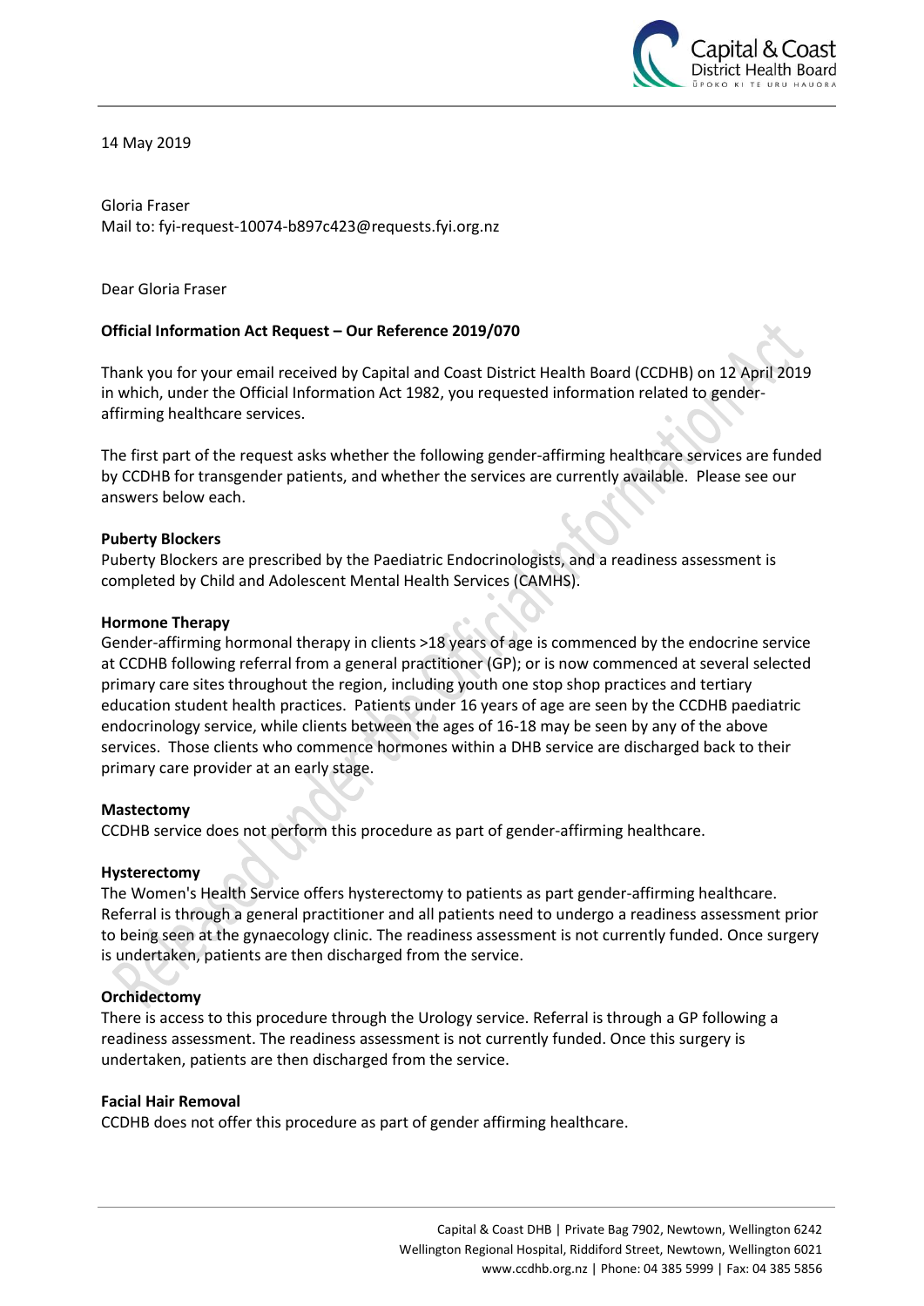14 May 2019

Gloria Fraser
Mail to: fyi-request-10074-b897c423@requests.fyi.org.nz

Dear Gloria Fraser

**Official Information Act Request – Our Reference 2019/070**

Thank you for your email received by Capital and Coast District Health Board (CCDHB) on 12 April 2019 in which, under the Official Information Act 1982, you requested information related to gender-affirming healthcare services.

The first part of the request asks whether the following gender-affirming healthcare services are funded by CCDHB for transgender patients, and whether the services are currently available. Please see our answers below each.

**Puberty Blockers**
Puberty Blockers are prescribed by the Paediatric Endocrinologists, and a readiness assessment is completed by Child and Adolescent Mental Health Services (CAMHS).

**Hormone Therapy**
Gender-affirming hormonal therapy in clients >18 years of age is commenced by the endocrine service at CCDHB following referral from a general practitioner (GP); or is now commenced at several selected primary care sites throughout the region, including youth one stop shop practices and tertiary education student health practices. Patients under 16 years of age are seen by the CCDHB paediatric endocrinology service, while clients between the ages of 16-18 may be seen by any of the above services. Those clients who commence hormones within a DHB service are discharged back to their primary care provider at an early stage.

**Mastectomy**
CCDHB service does not perform this procedure as part of gender-affirming healthcare.

**Hysterectomy**
The Women's Health Service offers hysterectomy to patients as part gender-affirming healthcare. Referral is through a general practitioner and all patients need to undergo a readiness assessment prior to being seen at the gynaecology clinic. The readiness assessment is not currently funded. Once surgery is undertaken, patients are then discharged from the service.

**Orchidectomy**
There is access to this procedure through the Urology service. Referral is through a GP following a readiness assessment. The readiness assessment is not currently funded. Once this surgery is undertaken, patients are then discharged from the service.

**Facial Hair Removal**
CCDHB does not offer this procedure as part of gender affirming healthcare.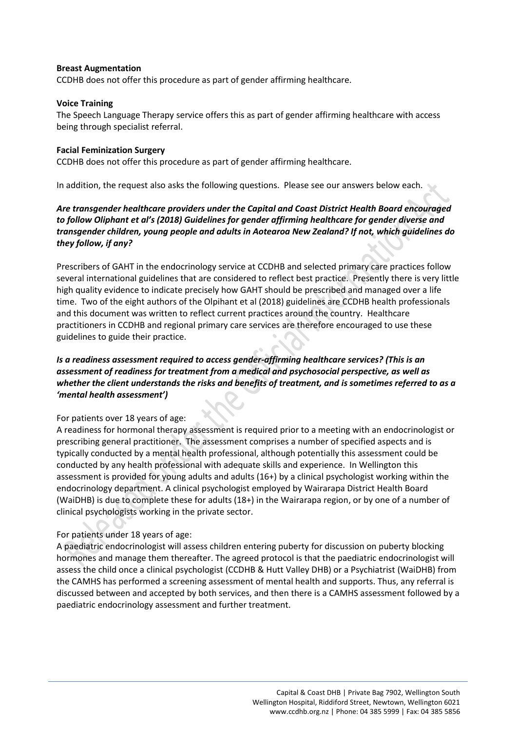**Breast Augmentation**

CCDHB does not offer this procedure as part of gender affirming healthcare.

**Voice Training**

The Speech Language Therapy service offers this as part of gender affirming healthcare with access being through specialist referral.

**Facial Feminization Surgery**

CCDHB does not offer this procedure as part of gender affirming healthcare.

In addition, the request also asks the following questions. Please see our answers below each.

***Are transgender healthcare providers under the Capital and Coast District Health Board encouraged to follow Oliphant et al's (2018) Guidelines for gender affirming healthcare for gender diverse and transgender children, young people and adults in Aotearoa New Zealand? If not, which guidelines do they follow, if any?***

Prescribers of GAHT in the endocrinology service at CCDHB and selected primary care practices follow several international guidelines that are considered to reflect best practice. Presently there is very little high quality evidence to indicate precisely how GAHT should be prescribed and managed over a life time. Two of the eight authors of the Olpihant et al (2018) guidelines are CCDHB health professionals and this document was written to reflect current practices around the country. Healthcare practitioners in CCDHB and regional primary care services are therefore encouraged to use these guidelines to guide their practice.

***Is a readiness assessment required to access gender-affirming healthcare services? (This is an assessment of readiness for treatment from a medical and psychosocial perspective, as well as whether the client understands the risks and benefits of treatment, and is sometimes referred to as a 'mental health assessment')***

For patients over 18 years of age:

A readiness for hormonal therapy assessment is required prior to a meeting with an endocrinologist or prescribing general practitioner. The assessment comprises a number of specified aspects and is typically conducted by a mental health professional, although potentially this assessment could be conducted by any health professional with adequate skills and experience. In Wellington this assessment is provided for young adults and adults (16+) by a clinical psychologist working within the endocrinology department. A clinical psychologist employed by Wairarapa District Health Board (WaiDHB) is due to complete these for adults (18+) in the Wairarapa region, or by one of a number of clinical psychologists working in the private sector.

For patients under 18 years of age:

A paediatric endocrinologist will assess children entering puberty for discussion on puberty blocking hormones and manage them thereafter. The agreed protocol is that the paediatric endocrinologist will assess the child once a clinical psychologist (CCDHB & Hutt Valley DHB) or a Psychiatrist (WaiDHB) from the CAMHS has performed a screening assessment of mental health and supports. Thus, any referral is discussed between and accepted by both services, and then there is a CAMHS assessment followed by a paediatric endocrinology assessment and further treatment.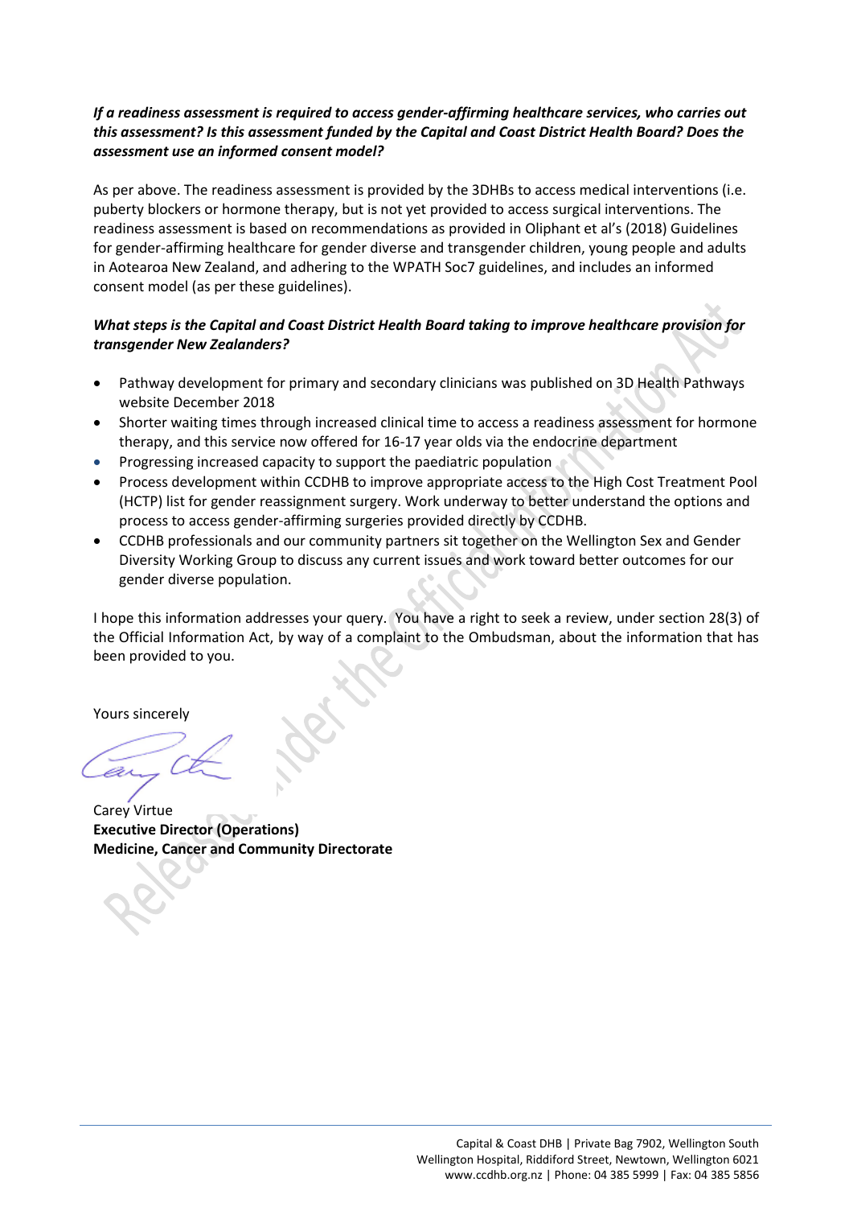***If a readiness assessment is required to access gender-affirming healthcare services, who carries out this assessment? Is this assessment funded by the Capital and Coast District Health Board? Does the assessment use an informed consent model?***

As per above. The readiness assessment is provided by the 3DHBs to access medical interventions (i.e. puberty blockers or hormone therapy, but is not yet provided to access surgical interventions. The readiness assessment is based on recommendations as provided in Oliphant et al's (2018) Guidelines for gender-affirming healthcare for gender diverse and transgender children, young people and adults in Aotearoa New Zealand, and adhering to the WPATH Soc7 guidelines, and includes an informed consent model (as per these guidelines).

***What steps is the Capital and Coast District Health Board taking to improve healthcare provision for transgender New Zealanders?***

- Pathway development for primary and secondary clinicians was published on 3D Health Pathways website December 2018
- Shorter waiting times through increased clinical time to access a readiness assessment for hormone therapy, and this service now offered for 16-17 year olds via the endocrine department
- Progressing increased capacity to support the paediatric population
- Process development within CCDHB to improve appropriate access to the High Cost Treatment Pool (HCTP) list for gender reassignment surgery. Work underway to better understand the options and process to access gender-affirming surgeries provided directly by CCDHB.
- CCDHB professionals and our community partners sit together on the Wellington Sex and Gender Diversity Working Group to discuss any current issues and work toward better outcomes for our gender diverse population.

I hope this information addresses your query. You have a right to seek a review, under section 28(3) of the Official Information Act, by way of a complaint to the Ombudsman, about the information that has been provided to you.

Yours sincerely

Carey Virtue
**Executive Director (Operations)**
**Medicine, Cancer and Community Directorate**

Capital & Coast DHB | Private Bag 7902, Wellington South
Wellington Hospital, Riddiford Street, Newtown, Wellington 6021
www.ccdhb.org.nz | Phone: 04 385 5999 | Fax: 04 385 5856